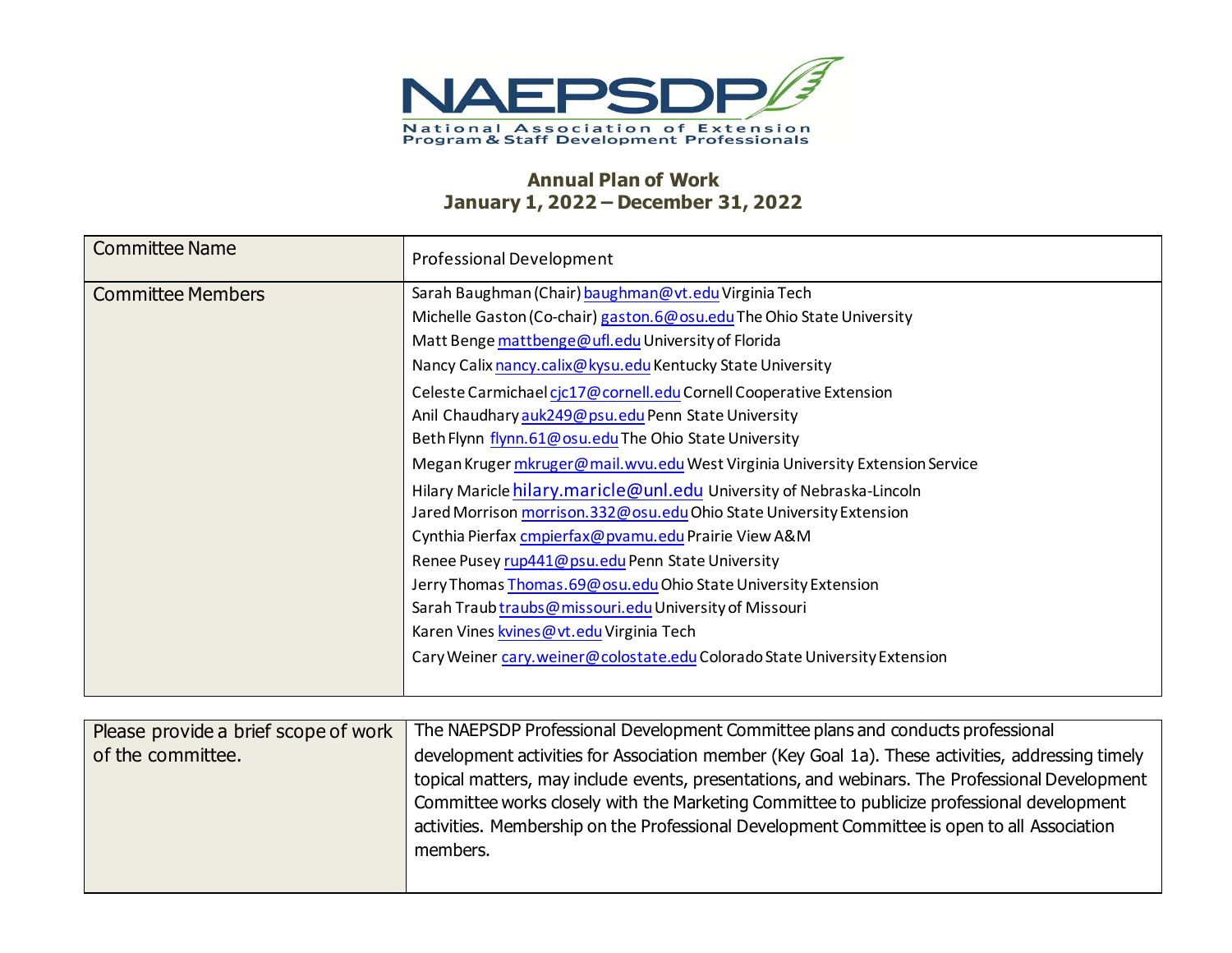# NAEPSDP

National Association of Extension Program & Staff Development Professionals

## Annual Plan of Work
## January 1, 2022 – December 31, 2022

| Committee Name | Professional Development |
|---|---|
| Committee Members | Sarah Baughman (Chair) baughman@vt.edu Virginia Tech<br>Michelle Gaston (Co-chair) gaston.6@osu.edu The Ohio State University<br>Matt Benge mattbenge@ufl.edu University of Florida<br>Nancy Calix nancy.calix@kysu.edu Kentucky State University<br>Celeste Carmichael cjc17@cornell.edu Cornell Cooperative Extension<br>Anil Chaudhary auk249@psu.edu Penn State University<br>Beth Flynn flynn.61@osu.edu The Ohio State University<br>Megan Kruger mkruger@mail.wvu.edu West Virginia University Extension Service<br>Hilary Maricle hilary.maricle@unl.edu University of Nebraska-Lincoln<br>Jared Morrison morrison.332@osu.edu Ohio State University Extension<br>Cynthia Pierfax cmpierfax@pvamu.edu Prairie View A&M<br>Renee Pusey rup441@psu.edu Penn State University<br>Jerry Thomas Thomas.69@osu.edu Ohio State University Extension<br>Sarah Traub traubs@missouri.edu University of Missouri<br>Karen Vines kvines@vt.edu Virginia Tech<br>Cary Weiner cary.weiner@colostate.edu Colorado State University Extension |

| Please provide a brief scope of work of the committee. | The NAEPSDP Professional Development Committee plans and conducts professional development activities for Association member (Key Goal 1a). These activities, addressing timely topical matters, may include events, presentations, and webinars. The Professional Development Committee works closely with the Marketing Committee to publicize professional development activities. Membership on the Professional Development Committee is open to all Association members. |
|---|---|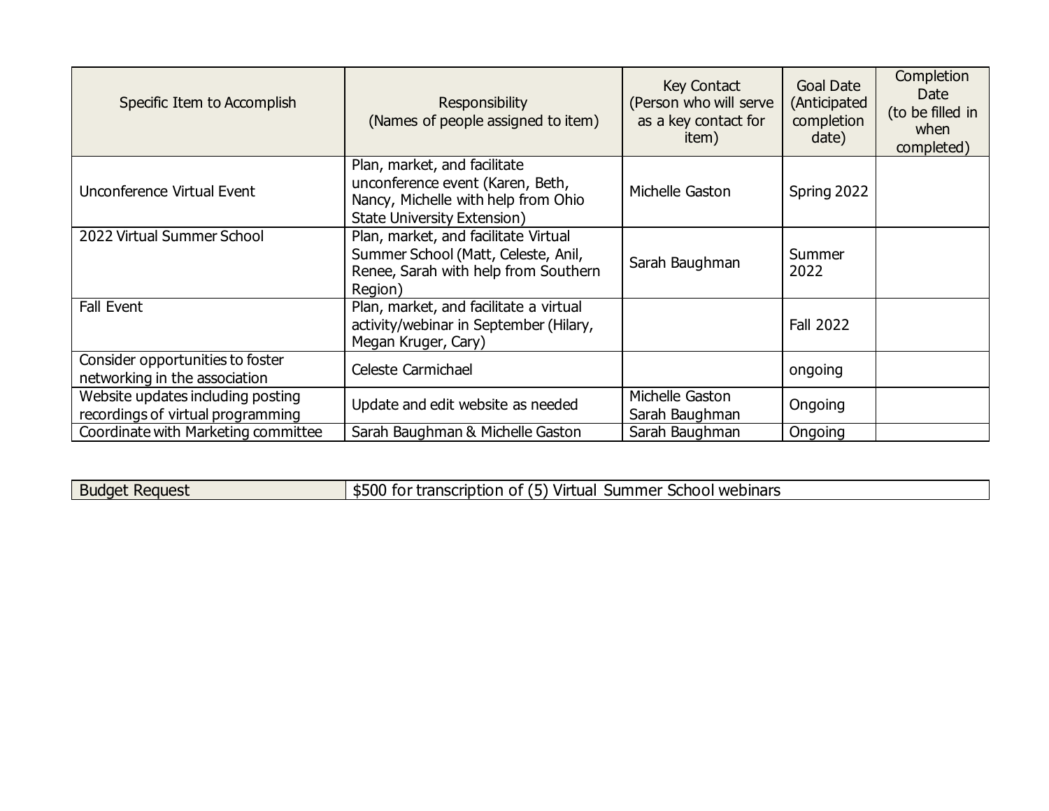| Specific Item to Accomplish | Responsibility (Names of people assigned to item) | Key Contact (Person who will serve as a key contact for item) | Goal Date (Anticipated completion date) | Completion Date (to be filled in when completed) |
| --- | --- | --- | --- | --- |
| Unconference Virtual Event | Plan, market, and facilitate unconference event (Karen, Beth, Nancy, Michelle with help from Ohio State University Extension) | Michelle Gaston | Spring 2022 | |
| 2022 Virtual Summer School | Plan, market, and facilitate Virtual Summer School (Matt, Celeste, Anil, Renee, Sarah with help from Southern Region) | Sarah Baughman | Summer 2022 | |
| Fall Event | Plan, market, and facilitate a virtual activity/webinar in September (Hilary, Megan Kruger, Cary) | | Fall 2022 | |
| Consider opportunities to foster networking in the association | Celeste Carmichael | | ongoing | |
| Website updates including posting recordings of virtual programming | Update and edit website as needed | Michelle Gaston Sarah Baughman | Ongoing | |
| Coordinate with Marketing committee | Sarah Baughman & Michelle Gaston | Sarah Baughman | Ongoing | |

| | |
| --- | --- |
| Budget Request | $500 for transcription of (5) Virtual Summer School webinars |